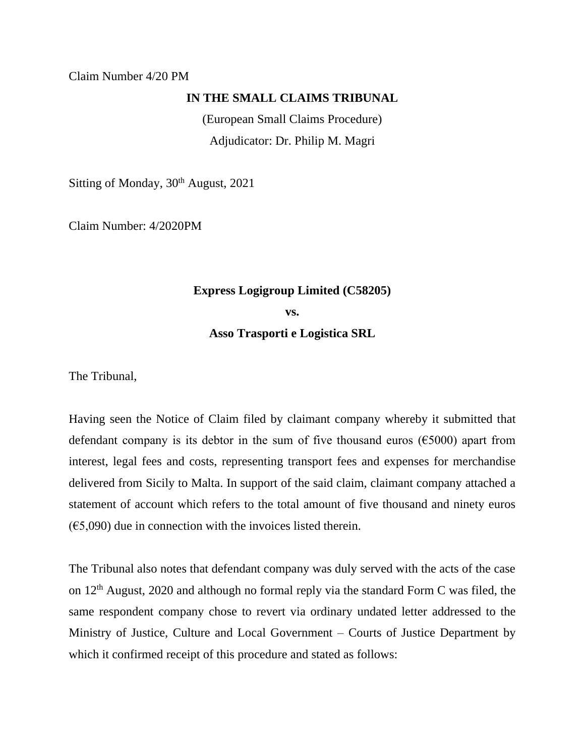Claim Number 4/20 PM

**IN THE SMALL CLAIMS TRIBUNAL**

(European Small Claims Procedure)

Adjudicator: Dr. Philip M. Magri

Sitting of Monday, 30th August, 2021

Claim Number: 4/2020PM

**Express Logigroup Limited (C58205)**

**vs.**

**Asso Trasporti e Logistica SRL**

The Tribunal,

Having seen the Notice of Claim filed by claimant company whereby it submitted that defendant company is its debtor in the sum of five thousand euros (€5000) apart from interest, legal fees and costs, representing transport fees and expenses for merchandise delivered from Sicily to Malta. In support of the said claim, claimant company attached a statement of account which refers to the total amount of five thousand and ninety euros (€5,090) due in connection with the invoices listed therein.

The Tribunal also notes that defendant company was duly served with the acts of the case on 12th August, 2020 and although no formal reply via the standard Form C was filed, the same respondent company chose to revert via ordinary undated letter addressed to the Ministry of Justice, Culture and Local Government – Courts of Justice Department by which it confirmed receipt of this procedure and stated as follows: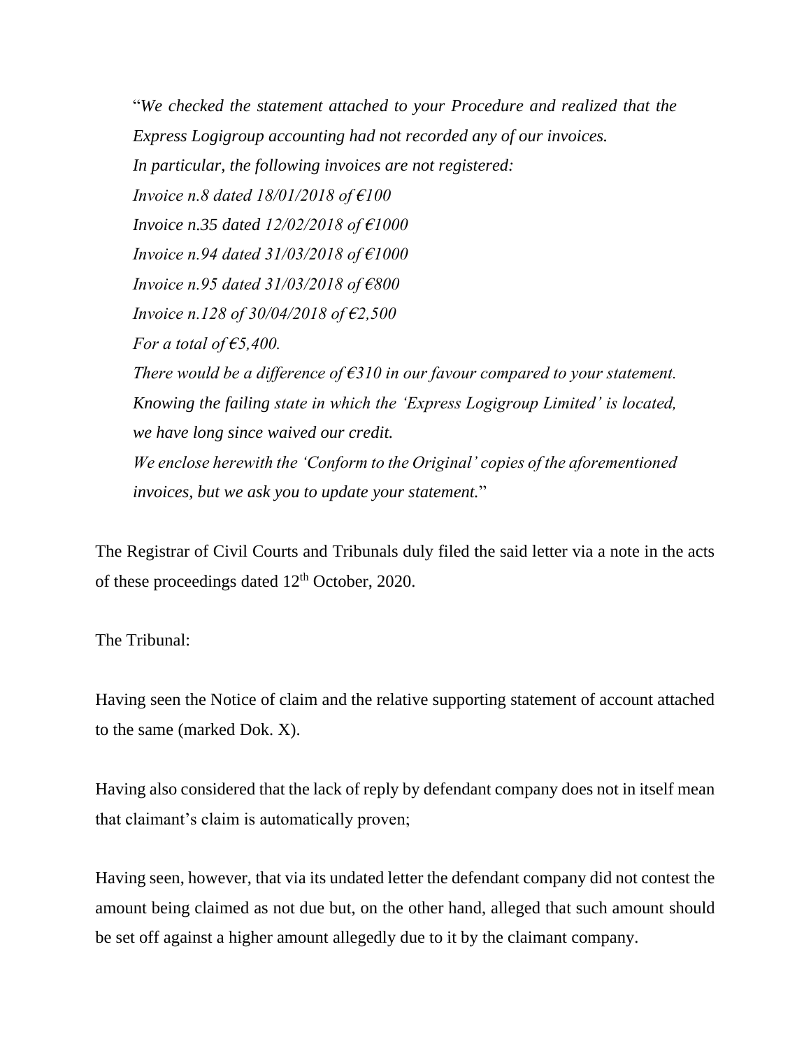"*We checked the statement attached to your Procedure and realized that the Express Logigroup accounting had not recorded any of our invoices.*
*In particular, the following invoices are not registered:*
*Invoice n.8 dated 18/01/2018 of €100*
*Invoice n.35 dated 12/02/2018 of €1000*
*Invoice n.94 dated 31/03/2018 of €1000*
*Invoice n.95 dated 31/03/2018 of €800*
*Invoice n.128 of 30/04/2018 of €2,500*
*For a total of €5,400.*
*There would be a difference of €310 in our favour compared to your statement.*
*Knowing the failing state in which the 'Express Logigroup Limited' is located, we have long since waived our credit.*
*We enclose herewith the 'Conform to the Original' copies of the aforementioned invoices, but we ask you to update your statement.*"

The Registrar of Civil Courts and Tribunals duly filed the said letter via a note in the acts of these proceedings dated 12th October, 2020.

The Tribunal:

Having seen the Notice of claim and the relative supporting statement of account attached to the same (marked Dok. X).

Having also considered that the lack of reply by defendant company does not in itself mean that claimant's claim is automatically proven;

Having seen, however, that via its undated letter the defendant company did not contest the amount being claimed as not due but, on the other hand, alleged that such amount should be set off against a higher amount allegedly due to it by the claimant company.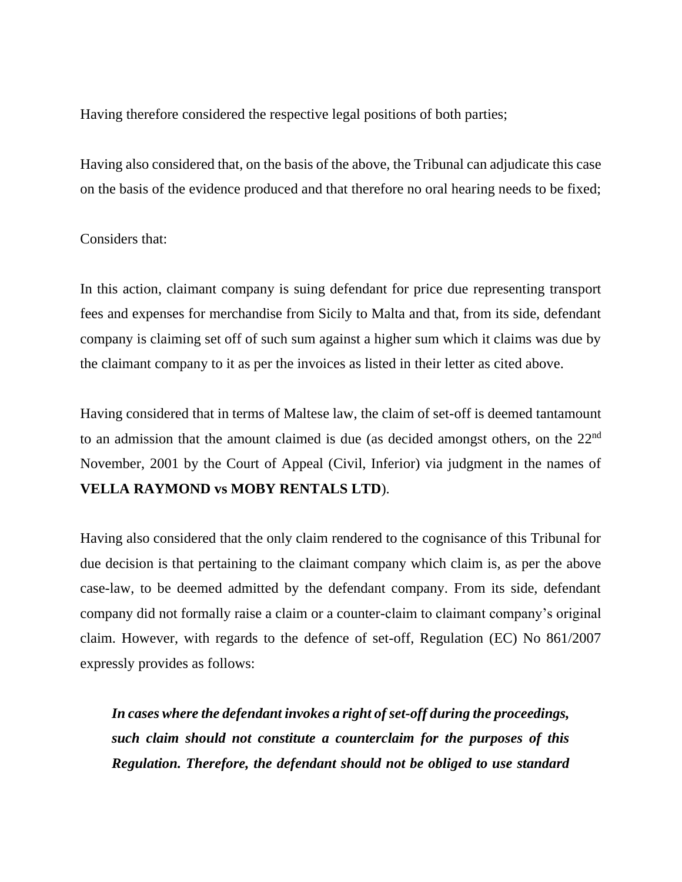Having therefore considered the respective legal positions of both parties;

Having also considered that, on the basis of the above, the Tribunal can adjudicate this case on the basis of the evidence produced and that therefore no oral hearing needs to be fixed;

Considers that:

In this action, claimant company is suing defendant for price due representing transport fees and expenses for merchandise from Sicily to Malta and that, from its side, defendant company is claiming set off of such sum against a higher sum which it claims was due by the claimant company to it as per the invoices as listed in their letter as cited above.

Having considered that in terms of Maltese law, the claim of set-off is deemed tantamount to an admission that the amount claimed is due (as decided amongst others, on the 22nd November, 2001 by the Court of Appeal (Civil, Inferior) via judgment in the names of **VELLA RAYMOND vs MOBY RENTALS LTD**).

Having also considered that the only claim rendered to the cognisance of this Tribunal for due decision is that pertaining to the claimant company which claim is, as per the above case-law, to be deemed admitted by the defendant company. From its side, defendant company did not formally raise a claim or a counter-claim to claimant company's original claim. However, with regards to the defence of set-off, Regulation (EC) No 861/2007 expressly provides as follows:

> ***In cases where the defendant invokes a right of set-off during the proceedings, such claim should not constitute a counterclaim for the purposes of this Regulation. Therefore, the defendant should not be obliged to use standard***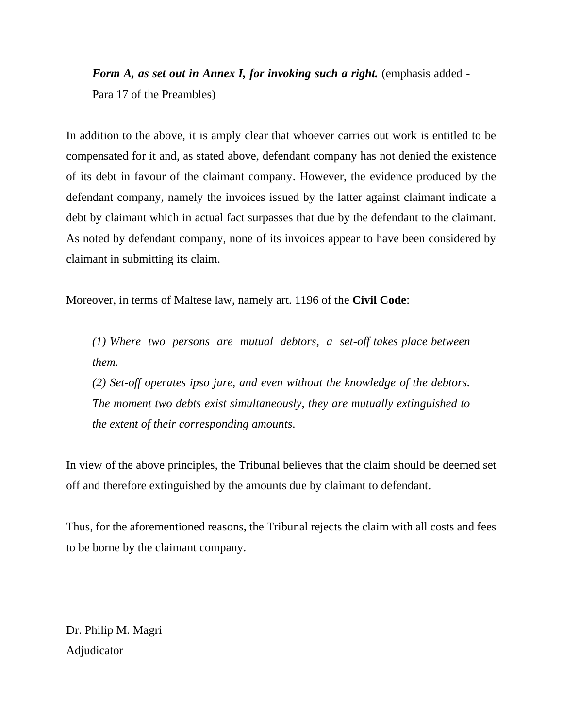> ***Form A, as set out in Annex I, for invoking such a right.*** (emphasis added - Para 17 of the Preambles)

In addition to the above, it is amply clear that whoever carries out work is entitled to be compensated for it and, as stated above, defendant company has not denied the existence of its debt in favour of the claimant company. However, the evidence produced by the defendant company, namely the invoices issued by the latter against claimant indicate a debt by claimant which in actual fact surpasses that due by the defendant to the claimant. As noted by defendant company, none of its invoices appear to have been considered by claimant in submitting its claim.

Moreover, in terms of Maltese law, namely art. 1196 of the **Civil Code**:

> *(1) Where two persons are mutual debtors, a set-off takes place between them.*
> *(2) Set-off operates ipso jure, and even without the knowledge of the debtors. The moment two debts exist simultaneously, they are mutually extinguished to the extent of their corresponding amounts.*

In view of the above principles, the Tribunal believes that the claim should be deemed set off and therefore extinguished by the amounts due by claimant to defendant.

Thus, for the aforementioned reasons, the Tribunal rejects the claim with all costs and fees to be borne by the claimant company.

Dr. Philip M. Magri
Adjudicator